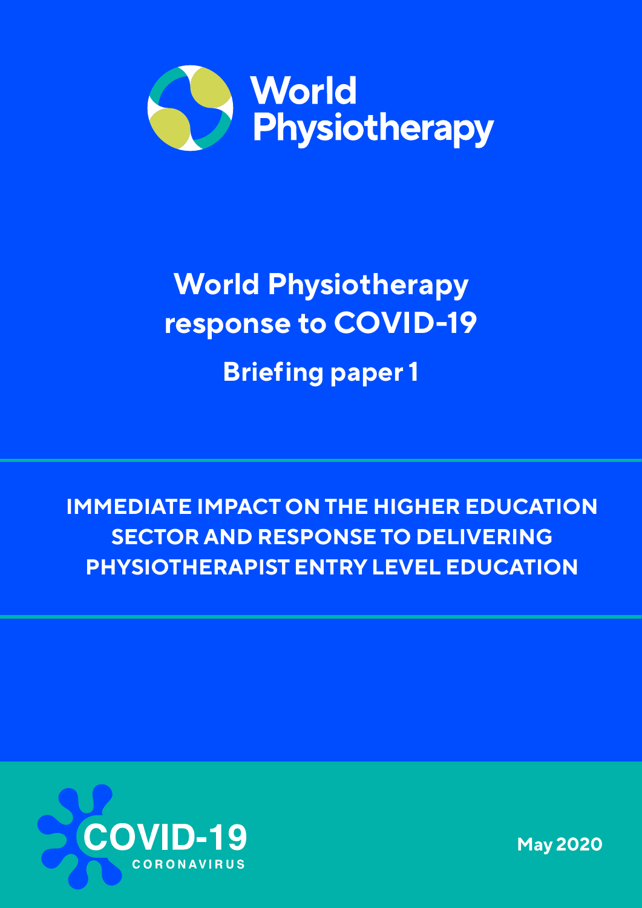World Physiotherapy

# World Physiotherapy response to COVID-19

## Briefing paper 1

### IMMEDIATE IMPACT ON THE HIGHER EDUCATION SECTOR AND RESPONSE TO DELIVERING PHYSIOTHERAPIST ENTRY LEVEL EDUCATION

COVID-19 CORONAVIRUS

May 2020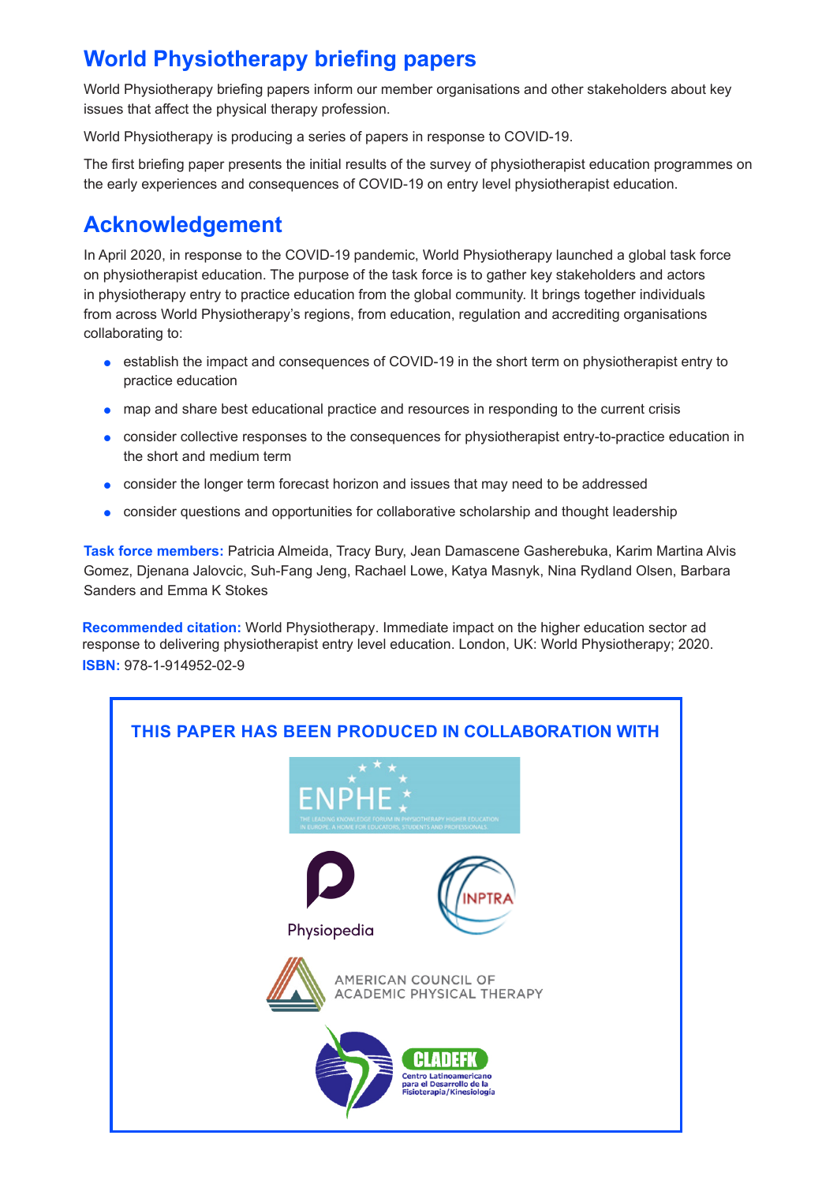## World Physiotherapy briefing papers

World Physiotherapy briefing papers inform our member organisations and other stakeholders about key issues that affect the physical therapy profession.

World Physiotherapy is producing a series of papers in response to COVID-19.

The first briefing paper presents the initial results of the survey of physiotherapist education programmes on the early experiences and consequences of COVID-19 on entry level physiotherapist education.

## Acknowledgement

In April 2020, in response to the COVID-19 pandemic, World Physiotherapy launched a global task force on physiotherapist education. The purpose of the task force is to gather key stakeholders and actors in physiotherapy entry to practice education from the global community. It brings together individuals from across World Physiotherapy's regions, from education, regulation and accrediting organisations collaborating to:

- establish the impact and consequences of COVID-19 in the short term on physiotherapist entry to practice education
- map and share best educational practice and resources in responding to the current crisis
- consider collective responses to the consequences for physiotherapist entry-to-practice education in the short and medium term
- consider the longer term forecast horizon and issues that may need to be addressed
- consider questions and opportunities for collaborative scholarship and thought leadership

**Task force members:** Patricia Almeida, Tracy Bury, Jean Damascene Gasherebuka, Karim Martina Alvis Gomez, Djenana Jalovcic, Suh-Fang Jeng, Rachael Lowe, Katya Masnyk, Nina Rydland Olsen, Barbara Sanders and Emma K Stokes

**Recommended citation:** World Physiotherapy. Immediate impact on the higher education sector ad response to delivering physiotherapist entry level education. London, UK: World Physiotherapy; 2020.
**ISBN:** 978-1-914952-02-9

**THIS PAPER HAS BEEN PRODUCED IN COLLABORATION WITH**

ENPHE – The leading knowledge forum in physiotherapy higher education in Europe. A home for educators, students and professionals

Physiopedia

INPTRA

American Council of Academic Physical Therapy

CLADEFK – Centro Latinoamericano para el Desarrollo de la Fisioterapia/Kinesiología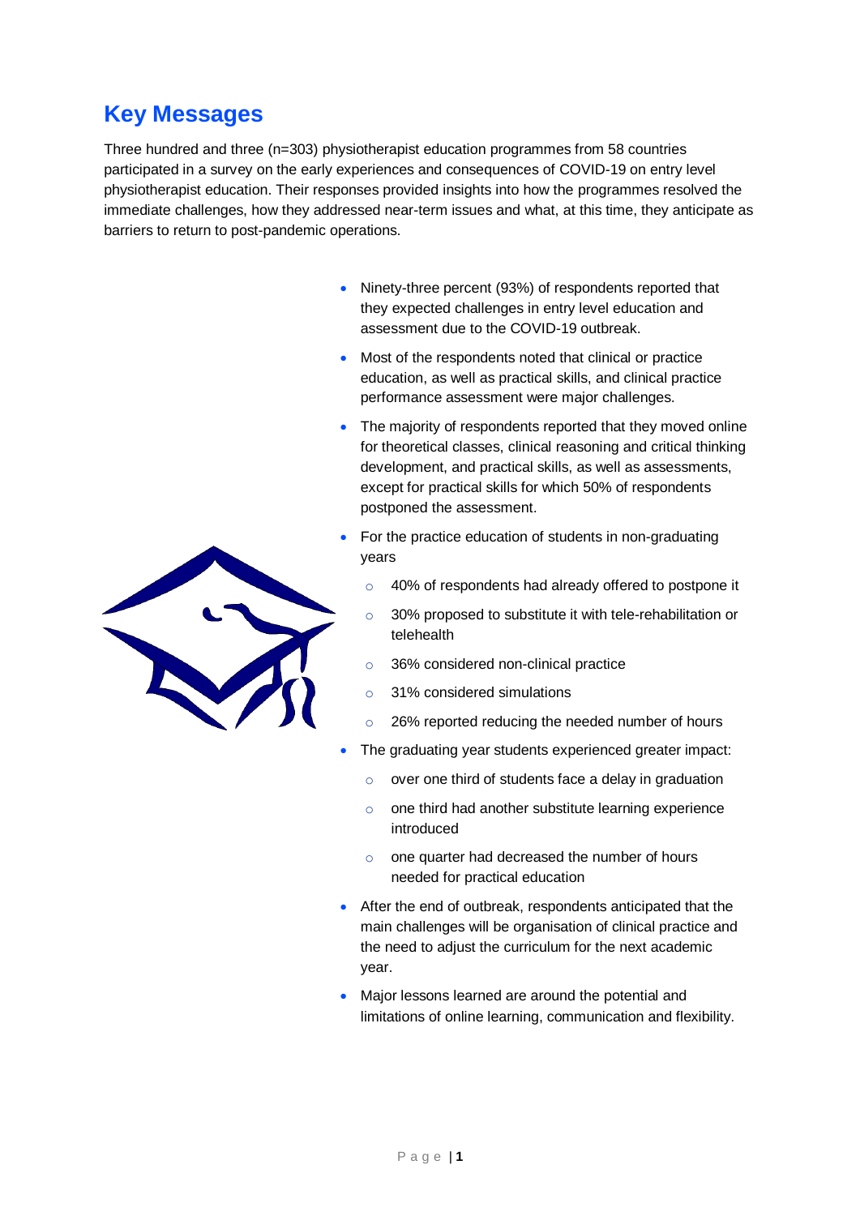## Key Messages

Three hundred and three (n=303) physiotherapist education programmes from 58 countries participated in a survey on the early experiences and consequences of COVID-19 on entry level physiotherapist education. Their responses provided insights into how the programmes resolved the immediate challenges, how they addressed near-term issues and what, at this time, they anticipate as barriers to return to post-pandemic operations.

- Ninety-three percent (93%) of respondents reported that they expected challenges in entry level education and assessment due to the COVID-19 outbreak.
- Most of the respondents noted that clinical or practice education, as well as practical skills, and clinical practice performance assessment were major challenges.
- The majority of respondents reported that they moved online for theoretical classes, clinical reasoning and critical thinking development, and practical skills, as well as assessments, except for practical skills for which 50% of respondents postponed the assessment.
- For the practice education of students in non-graduating years
  - 40% of respondents had already offered to postpone it
  - 30% proposed to substitute it with tele-rehabilitation or telehealth
  - 36% considered non-clinical practice
  - 31% considered simulations
  - 26% reported reducing the needed number of hours
- The graduating year students experienced greater impact:
  - over one third of students face a delay in graduation
  - one third had another substitute learning experience introduced
  - one quarter had decreased the number of hours needed for practical education
- After the end of outbreak, respondents anticipated that the main challenges will be organisation of clinical practice and the need to adjust the curriculum for the next academic year.
- Major lessons learned are around the potential and limitations of online learning, communication and flexibility.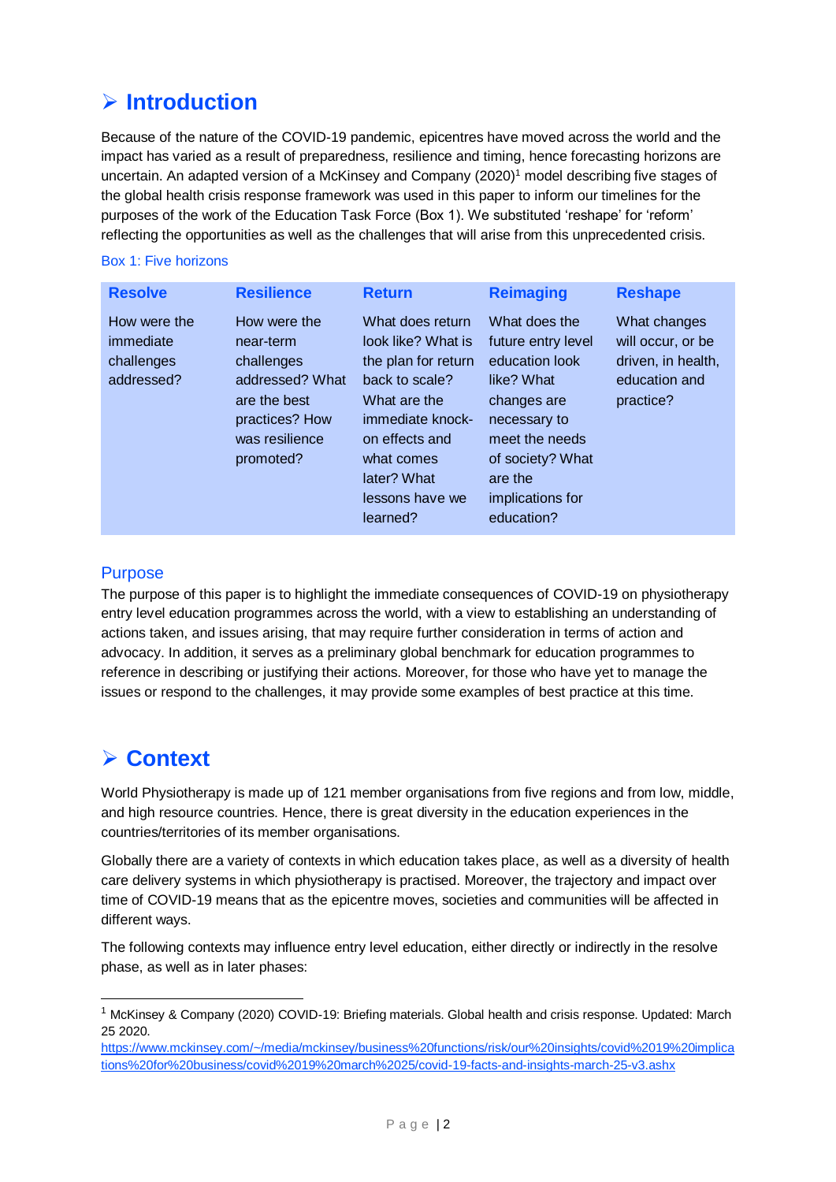## ➢ Introduction

Because of the nature of the COVID-19 pandemic, epicentres have moved across the world and the impact has varied as a result of preparedness, resilience and timing, hence forecasting horizons are uncertain. An adapted version of a McKinsey and Company (2020)[1] model describing five stages of the global health crisis response framework was used in this paper to inform our timelines for the purposes of the work of the Education Task Force (Box 1). We substituted 'reshape' for 'reform' reflecting the opportunities as well as the challenges that will arise from this unprecedented crisis.

Box 1: Five horizons

| Resolve | Resilience | Return | Reimaging | Reshape |
|---|---|---|---|---|
| How were the immediate challenges addressed? | How were the near-term challenges addressed? What are the best practices? How was resilience promoted? | What does return look like? What is the plan for return back to scale? What are the immediate knock-on effects and what comes later? What lessons have we learned? | What does the future entry level education look like? What changes are necessary to meet the needs of society? What are the implications for education? | What changes will occur, or be driven, in health, education and practice? |

### Purpose

The purpose of this paper is to highlight the immediate consequences of COVID-19 on physiotherapy entry level education programmes across the world, with a view to establishing an understanding of actions taken, and issues arising, that may require further consideration in terms of action and advocacy. In addition, it serves as a preliminary global benchmark for education programmes to reference in describing or justifying their actions. Moreover, for those who have yet to manage the issues or respond to the challenges, it may provide some examples of best practice at this time.

## ➢ Context

World Physiotherapy is made up of 121 member organisations from five regions and from low, middle, and high resource countries. Hence, there is great diversity in the education experiences in the countries/territories of its member organisations.

Globally there are a variety of contexts in which education takes place, as well as a diversity of health care delivery systems in which physiotherapy is practised. Moreover, the trajectory and impact over time of COVID-19 means that as the epicentre moves, societies and communities will be affected in different ways.

The following contexts may influence entry level education, either directly or indirectly in the resolve phase, as well as in later phases:

---

[1] McKinsey & Company (2020) COVID-19: Briefing materials. Global health and crisis response. Updated: March 25 2020. https://www.mckinsey.com/~/media/mckinsey/business%20functions/risk/our%20insights/covid%2019%20implications%20for%20business/covid%2019%20march%2025/covid-19-facts-and-insights-march-25-v3.ashx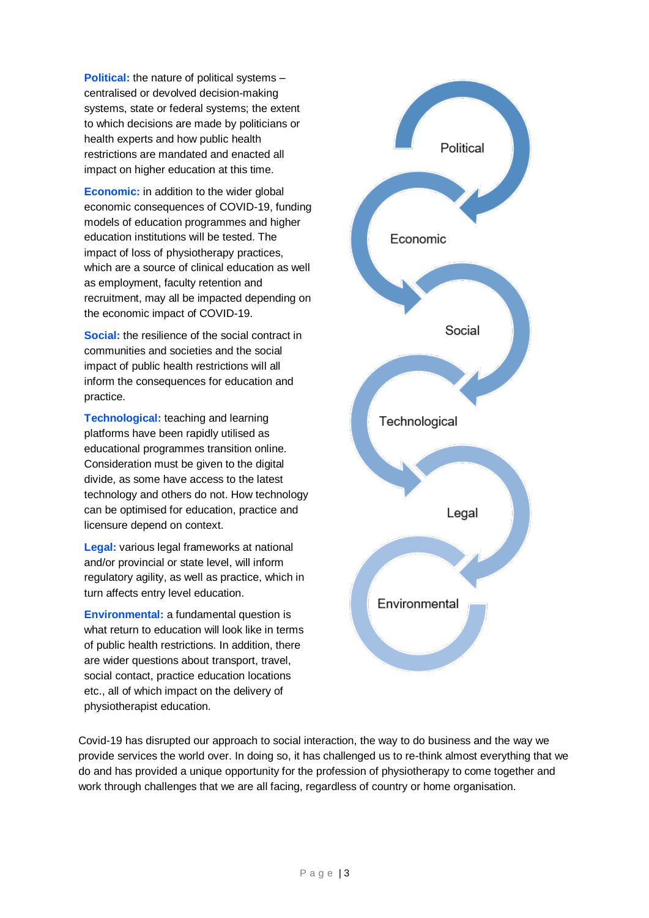**Political:** the nature of political systems – centralised or devolved decision-making systems, state or federal systems; the extent to which decisions are made by politicians or health experts and how public health restrictions are mandated and enacted all impact on higher education at this time.

**Economic:** in addition to the wider global economic consequences of COVID-19, funding models of education programmes and higher education institutions will be tested. The impact of loss of physiotherapy practices, which are a source of clinical education as well as employment, faculty retention and recruitment, may all be impacted depending on the economic impact of COVID-19.

**Social:** the resilience of the social contract in communities and societies and the social impact of public health restrictions will all inform the consequences for education and practice.

**Technological:** teaching and learning platforms have been rapidly utilised as educational programmes transition online. Consideration must be given to the digital divide, as some have access to the latest technology and others do not. How technology can be optimised for education, practice and licensure depend on context.

**Legal:** various legal frameworks at national and/or provincial or state level, will inform regulatory agility, as well as practice, which in turn affects entry level education.

**Environmental:** a fundamental question is what return to education will look like in terms of public health restrictions. In addition, there are wider questions about transport, travel, social contact, practice education locations etc., all of which impact on the delivery of physiotherapist education.

Political → Economic → Social → Technological → Legal → Environmental

Covid-19 has disrupted our approach to social interaction, the way to do business and the way we provide services the world over. In doing so, it has challenged us to re-think almost everything that we do and has provided a unique opportunity for the profession of physiotherapy to come together and work through challenges that we are all facing, regardless of country or home organisation.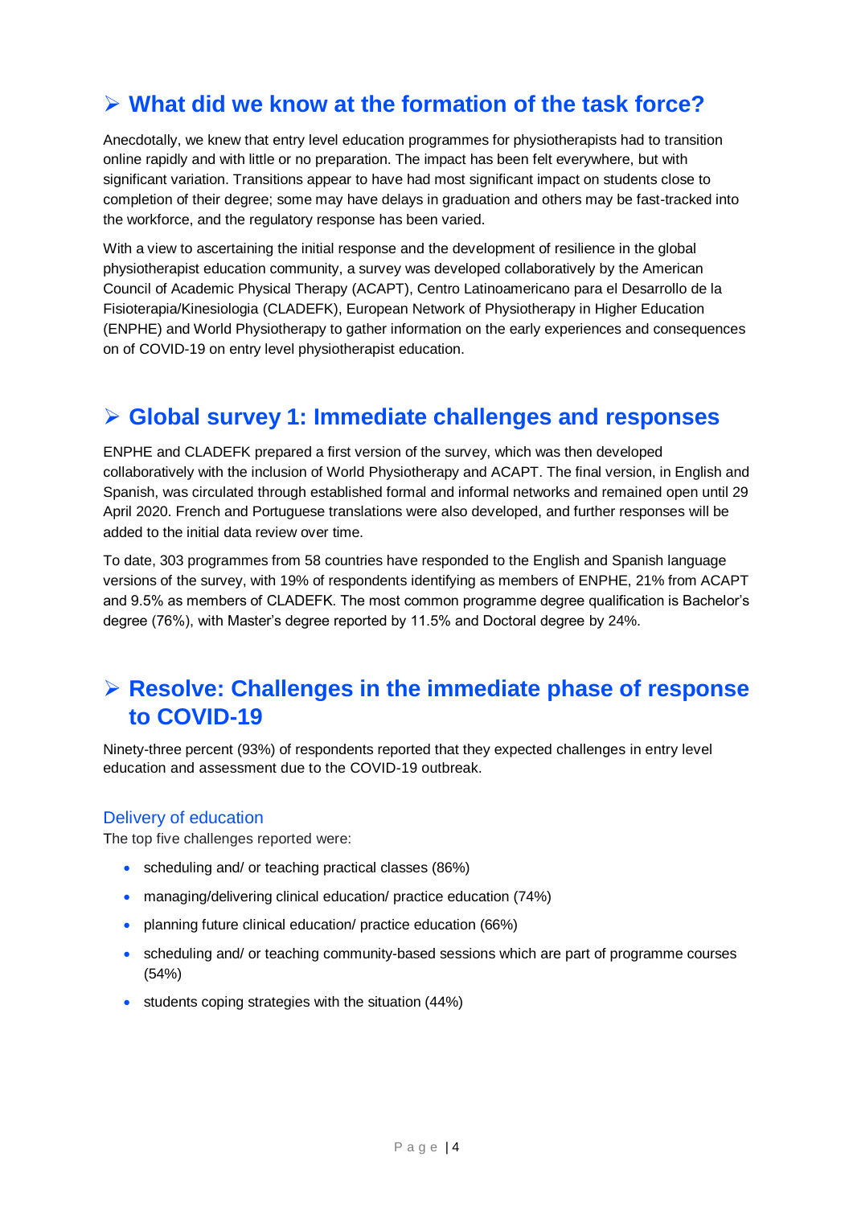## What did we know at the formation of the task force?

Anecdotally, we knew that entry level education programmes for physiotherapists had to transition online rapidly and with little or no preparation. The impact has been felt everywhere, but with significant variation. Transitions appear to have had most significant impact on students close to completion of their degree; some may have delays in graduation and others may be fast-tracked into the workforce, and the regulatory response has been varied.

With a view to ascertaining the initial response and the development of resilience in the global physiotherapist education community, a survey was developed collaboratively by the American Council of Academic Physical Therapy (ACAPT), Centro Latinoamericano para el Desarrollo de la Fisioterapia/Kinesiologia (CLADEFK), European Network of Physiotherapy in Higher Education (ENPHE) and World Physiotherapy to gather information on the early experiences and consequences on of COVID-19 on entry level physiotherapist education.

## Global survey 1: Immediate challenges and responses

ENPHE and CLADEFK prepared a first version of the survey, which was then developed collaboratively with the inclusion of World Physiotherapy and ACAPT. The final version, in English and Spanish, was circulated through established formal and informal networks and remained open until 29 April 2020. French and Portuguese translations were also developed, and further responses will be added to the initial data review over time.

To date, 303 programmes from 58 countries have responded to the English and Spanish language versions of the survey, with 19% of respondents identifying as members of ENPHE, 21% from ACAPT and 9.5% as members of CLADEFK. The most common programme degree qualification is Bachelor's degree (76%), with Master's degree reported by 11.5% and Doctoral degree by 24%.

## Resolve: Challenges in the immediate phase of response to COVID-19

Ninety-three percent (93%) of respondents reported that they expected challenges in entry level education and assessment due to the COVID-19 outbreak.

### Delivery of education

The top five challenges reported were:

- scheduling and/ or teaching practical classes (86%)
- managing/delivering clinical education/ practice education (74%)
- planning future clinical education/ practice education (66%)
- scheduling and/ or teaching community-based sessions which are part of programme courses (54%)
- students coping strategies with the situation (44%)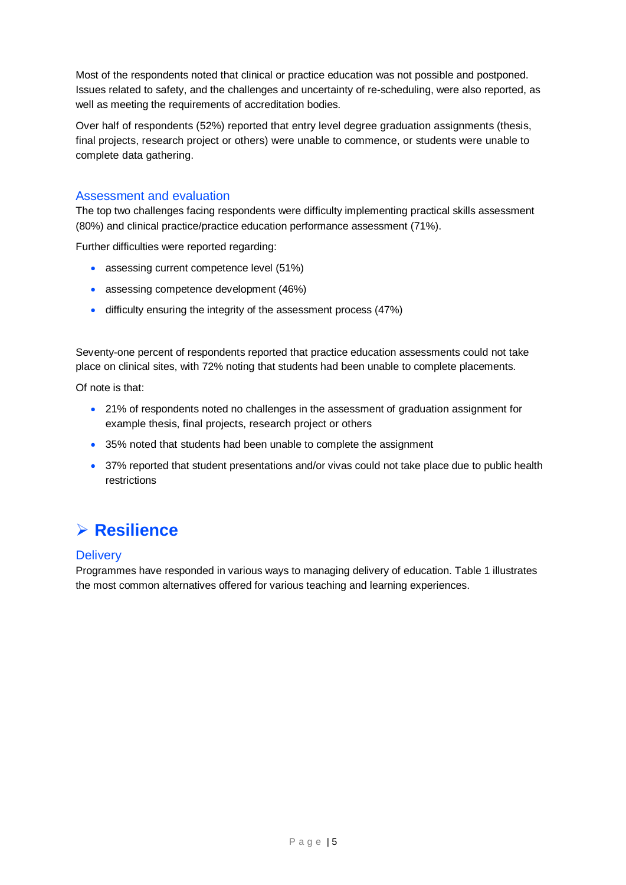Most of the respondents noted that clinical or practice education was not possible and postponed. Issues related to safety, and the challenges and uncertainty of re-scheduling, were also reported, as well as meeting the requirements of accreditation bodies.

Over half of respondents (52%) reported that entry level degree graduation assignments (thesis, final projects, research project or others) were unable to commence, or students were unable to complete data gathering.

### Assessment and evaluation

The top two challenges facing respondents were difficulty implementing practical skills assessment (80%) and clinical practice/practice education performance assessment (71%).

Further difficulties were reported regarding:

- assessing current competence level (51%)
- assessing competence development (46%)
- difficulty ensuring the integrity of the assessment process (47%)

Seventy-one percent of respondents reported that practice education assessments could not take place on clinical sites, with 72% noting that students had been unable to complete placements.

Of note is that:

- 21% of respondents noted no challenges in the assessment of graduation assignment for example thesis, final projects, research project or others
- 35% noted that students had been unable to complete the assignment
- 37% reported that student presentations and/or vivas could not take place due to public health restrictions

## ➢ Resilience

### Delivery

Programmes have responded in various ways to managing delivery of education. Table 1 illustrates the most common alternatives offered for various teaching and learning experiences.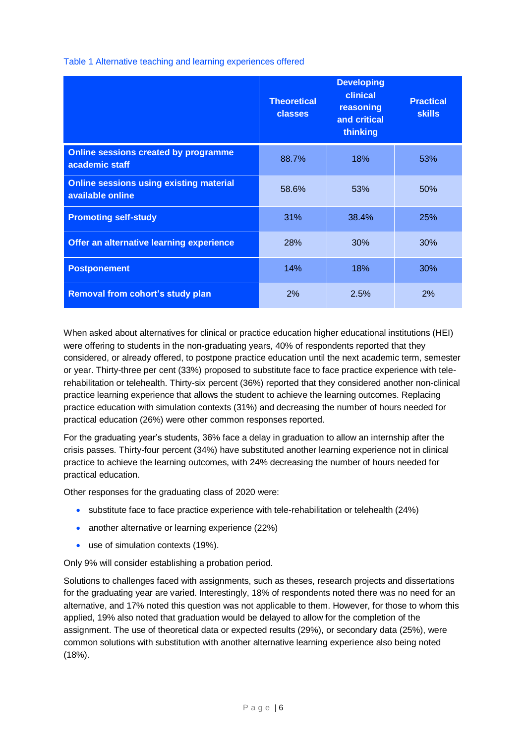Table 1 Alternative teaching and learning experiences offered

| | Theoretical classes | Developing clinical reasoning and critical thinking | Practical skills |
|---|---|---|---|
| **Online sessions created by programme academic staff** | 88.7% | 18% | 53% |
| **Online sessions using existing material available online** | 58.6% | 53% | 50% |
| **Promoting self-study** | 31% | 38.4% | 25% |
| **Offer an alternative learning experience** | 28% | 30% | 30% |
| **Postponement** | 14% | 18% | 30% |
| **Removal from cohort's study plan** | 2% | 2.5% | 2% |

When asked about alternatives for clinical or practice education higher educational institutions (HEI) were offering to students in the non-graduating years, 40% of respondents reported that they considered, or already offered, to postpone practice education until the next academic term, semester or year. Thirty-three per cent (33%) proposed to substitute face to face practice experience with tele-rehabilitation or telehealth. Thirty-six percent (36%) reported that they considered another non-clinical practice learning experience that allows the student to achieve the learning outcomes. Replacing practice education with simulation contexts (31%) and decreasing the number of hours needed for practical education (26%) were other common responses reported.

For the graduating year's students, 36% face a delay in graduation to allow an internship after the crisis passes. Thirty-four percent (34%) have substituted another learning experience not in clinical practice to achieve the learning outcomes, with 24% decreasing the number of hours needed for practical education.

Other responses for the graduating class of 2020 were:

- substitute face to face practice experience with tele-rehabilitation or telehealth (24%)
- another alternative or learning experience (22%)
- use of simulation contexts (19%).

Only 9% will consider establishing a probation period.

Solutions to challenges faced with assignments, such as theses, research projects and dissertations for the graduating year are varied. Interestingly, 18% of respondents noted there was no need for an alternative, and 17% noted this question was not applicable to them. However, for those to whom this applied, 19% also noted that graduation would be delayed to allow for the completion of the assignment. The use of theoretical data or expected results (29%), or secondary data (25%), were common solutions with substitution with another alternative learning experience also being noted (18%).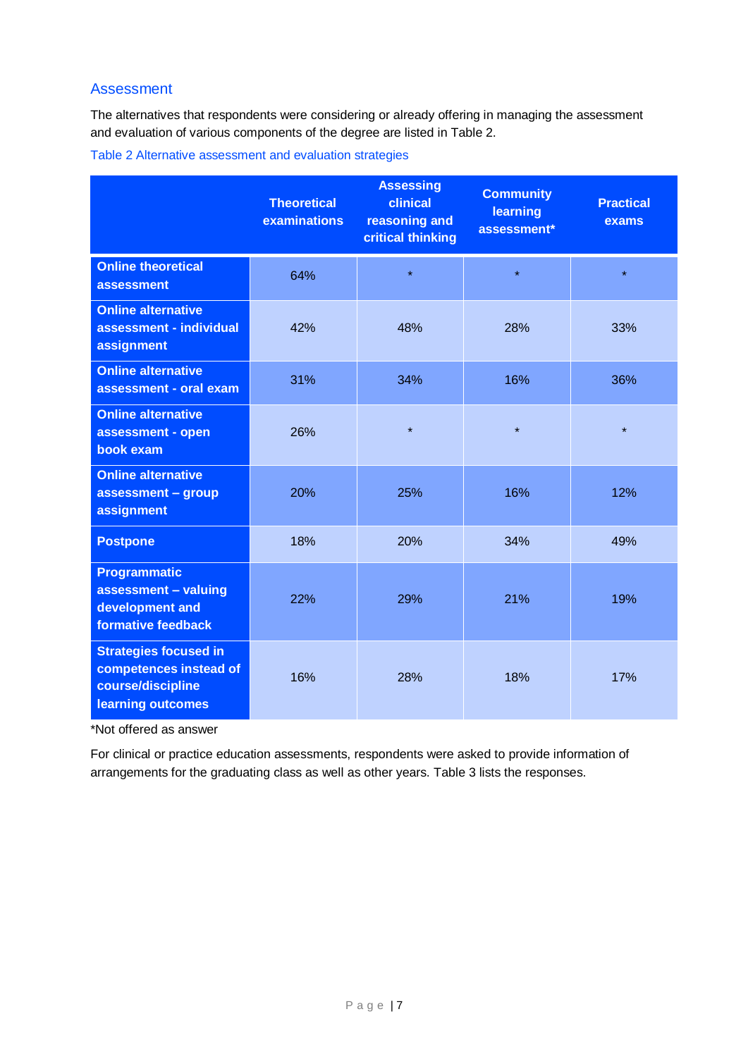## Assessment

The alternatives that respondents were considering or already offering in managing the assessment and evaluation of various components of the degree are listed in Table 2.

Table 2 Alternative assessment and evaluation strategies

| | Theoretical examinations | Assessing clinical reasoning and critical thinking | Community learning assessment* | Practical exams |
|---|---|---|---|---|
| **Online theoretical assessment** | 64% | * | * | * |
| **Online alternative assessment - individual assignment** | 42% | 48% | 28% | 33% |
| **Online alternative assessment - oral exam** | 31% | 34% | 16% | 36% |
| **Online alternative assessment - open book exam** | 26% | * | * | * |
| **Online alternative assessment – group assignment** | 20% | 25% | 16% | 12% |
| **Postpone** | 18% | 20% | 34% | 49% |
| **Programmatic assessment – valuing development and formative feedback** | 22% | 29% | 21% | 19% |
| **Strategies focused in competences instead of course/discipline learning outcomes** | 16% | 28% | 18% | 17% |

*Not offered as answer

For clinical or practice education assessments, respondents were asked to provide information of arrangements for the graduating class as well as other years. Table 3 lists the responses.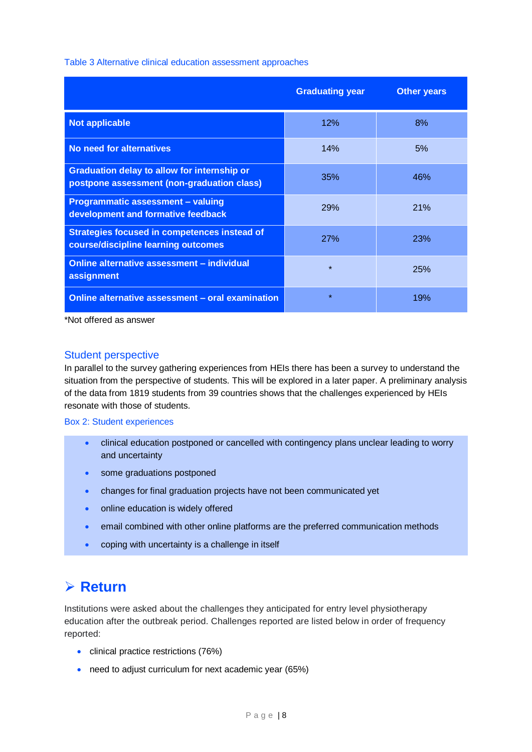Table 3 Alternative clinical education assessment approaches

| | Graduating year | Other years |
|---|---|---|
| **Not applicable** | 12% | 8% |
| **No need for alternatives** | 14% | 5% |
| **Graduation delay to allow for internship or postpone assessment (non-graduation class)** | 35% | 46% |
| **Programmatic assessment – valuing development and formative feedback** | 29% | 21% |
| **Strategies focused in competences instead of course/discipline learning outcomes** | 27% | 23% |
| **Online alternative assessment – individual assignment** | * | 25% |
| **Online alternative assessment – oral examination** | * | 19% |

*Not offered as answer

### Student perspective

In parallel to the survey gathering experiences from HEIs there has been a survey to understand the situation from the perspective of students. This will be explored in a later paper. A preliminary analysis of the data from 1819 students from 39 countries shows that the challenges experienced by HEIs resonate with those of students.

Box 2: Student experiences

- clinical education postponed or cancelled with contingency plans unclear leading to worry and uncertainty
- some graduations postponed
- changes for final graduation projects have not been communicated yet
- online education is widely offered
- email combined with other online platforms are the preferred communication methods
- coping with uncertainty is a challenge in itself

## ➢ Return

Institutions were asked about the challenges they anticipated for entry level physiotherapy education after the outbreak period. Challenges reported are listed below in order of frequency reported:

- clinical practice restrictions (76%)
- need to adjust curriculum for next academic year (65%)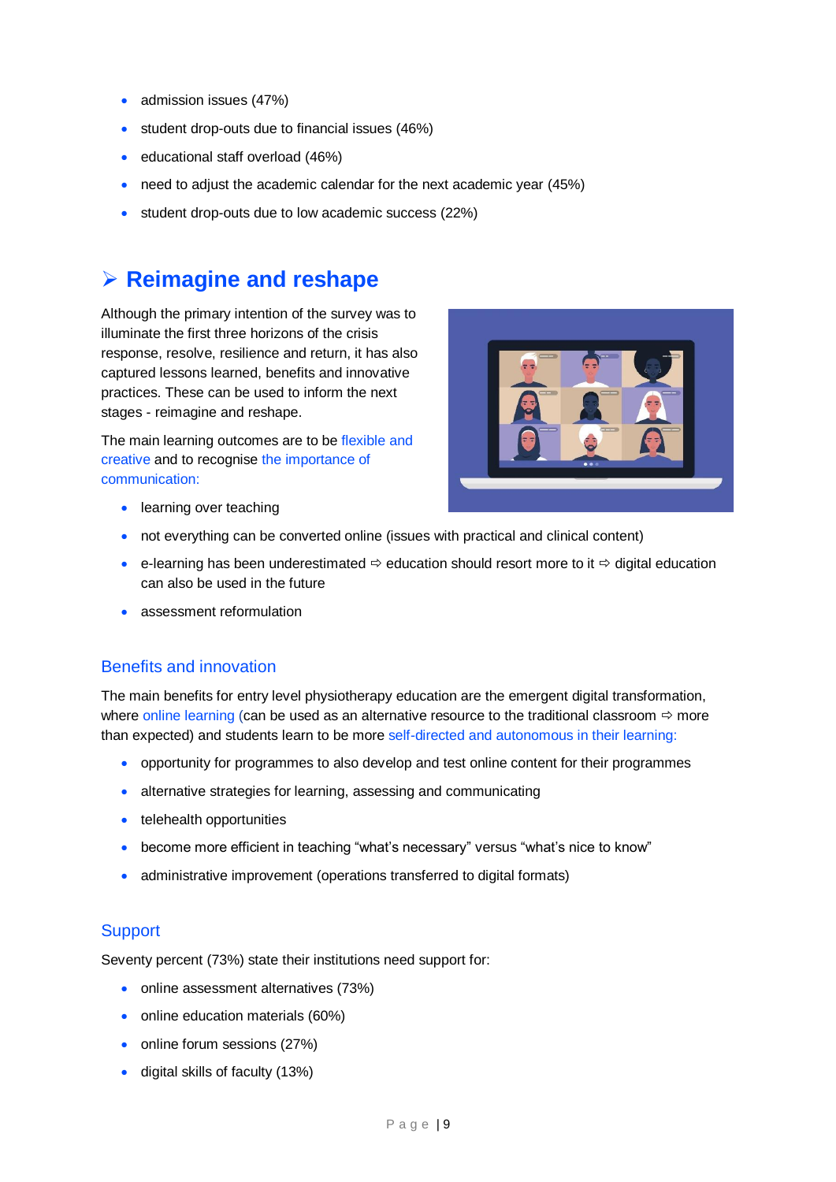- admission issues (47%)
- student drop-outs due to financial issues (46%)
- educational staff overload (46%)
- need to adjust the academic calendar for the next academic year (45%)
- student drop-outs due to low academic success (22%)

## ➢ Reimagine and reshape

Although the primary intention of the survey was to illuminate the first three horizons of the crisis response, resolve, resilience and return, it has also captured lessons learned, benefits and innovative practices. These can be used to inform the next stages - reimagine and reshape.

The main learning outcomes are to be flexible and creative and to recognise the importance of communication:

- learning over teaching
- not everything can be converted online (issues with practical and clinical content)
- e-learning has been underestimated ⇨ education should resort more to it ⇨ digital education can also be used in the future
- assessment reformulation

### Benefits and innovation

The main benefits for entry level physiotherapy education are the emergent digital transformation, where online learning (can be used as an alternative resource to the traditional classroom ⇨ more than expected) and students learn to be more self-directed and autonomous in their learning:

- opportunity for programmes to also develop and test online content for their programmes
- alternative strategies for learning, assessing and communicating
- telehealth opportunities
- become more efficient in teaching "what's necessary" versus "what's nice to know"
- administrative improvement (operations transferred to digital formats)

### Support

Seventy percent (73%) state their institutions need support for:

- online assessment alternatives (73%)
- online education materials (60%)
- online forum sessions (27%)
- digital skills of faculty (13%)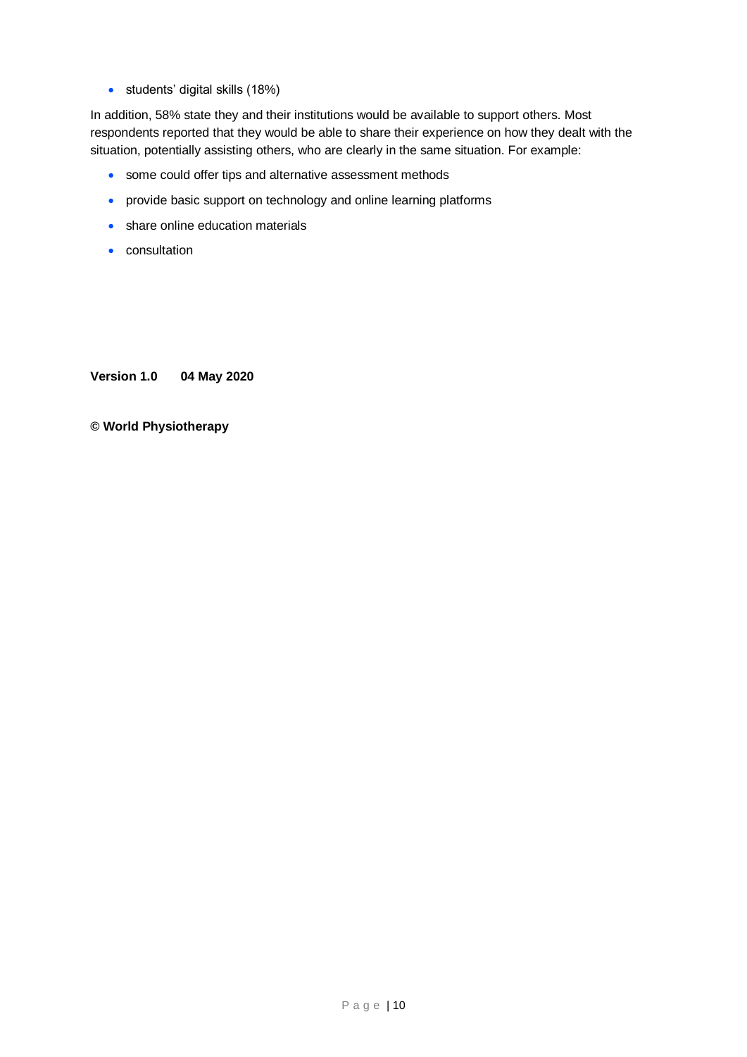- students' digital skills (18%)

In addition, 58% state they and their institutions would be available to support others. Most respondents reported that they would be able to share their experience on how they dealt with the situation, potentially assisting others, who are clearly in the same situation. For example:

- some could offer tips and alternative assessment methods
- provide basic support on technology and online learning platforms
- share online education materials
- consultation

**Version 1.0  04 May 2020**

**© World Physiotherapy**